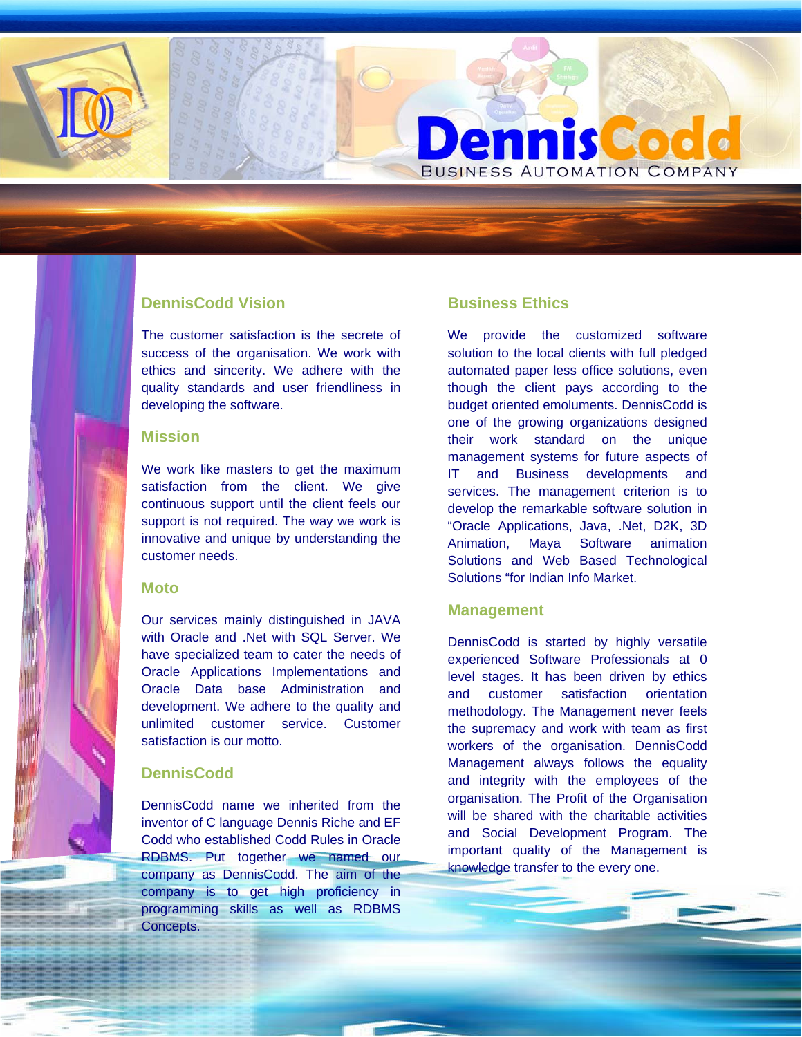# DennisCodd

BUSINESS AUTOMATION COMPANY

## DennisCodd Vision

The customer satisfaction is the secrete of success of the organisation. We work with ethics and sincerity. We adhere with the quality standards and user friendliness in developing the software.

## Mission

We work like masters to get the maximum satisfaction from the client. We give continuous support until the client feels our support is not required. The way we work is innovative and unique by understanding the customer needs.

## Moto

Our services mainly distinguished in JAVA with Oracle and .Net with SQL Server. We have specialized team to cater the needs of Oracle Applications Implementations and Oracle Data base Administration and development. We adhere to the quality and unlimited customer service. Customer satisfaction is our motto.

## DennisCodd

DennisCodd name we inherited from the inventor of C language Dennis Riche and EF Codd who established Codd Rules in Oracle RDBMS. Put together we named our company as DennisCodd. The aim of the company is to get high proficiency in programming skills as well as RDBMS Concepts.

## Business Ethics

We provide the customized software solution to the local clients with full pledged automated paper less office solutions, even though the client pays according to the budget oriented emoluments. DennisCodd is one of the growing organizations designed their work standard on the unique management systems for future aspects of IT and Business developments and services. The management criterion is to develop the remarkable software solution in "Oracle Applications, Java, .Net, D2K, 3D Animation, Maya Software animation Solutions and Web Based Technological Solutions "for Indian Info Market.

## Management

DennisCodd is started by highly versatile experienced Software Professionals at 0 level stages. It has been driven by ethics and customer satisfaction orientation methodology. The Management never feels the supremacy and work with team as first workers of the organisation. DennisCodd Management always follows the equality and integrity with the employees of the organisation. The Profit of the Organisation will be shared with the charitable activities and Social Development Program. The important quality of the Management is knowledge transfer to the every one.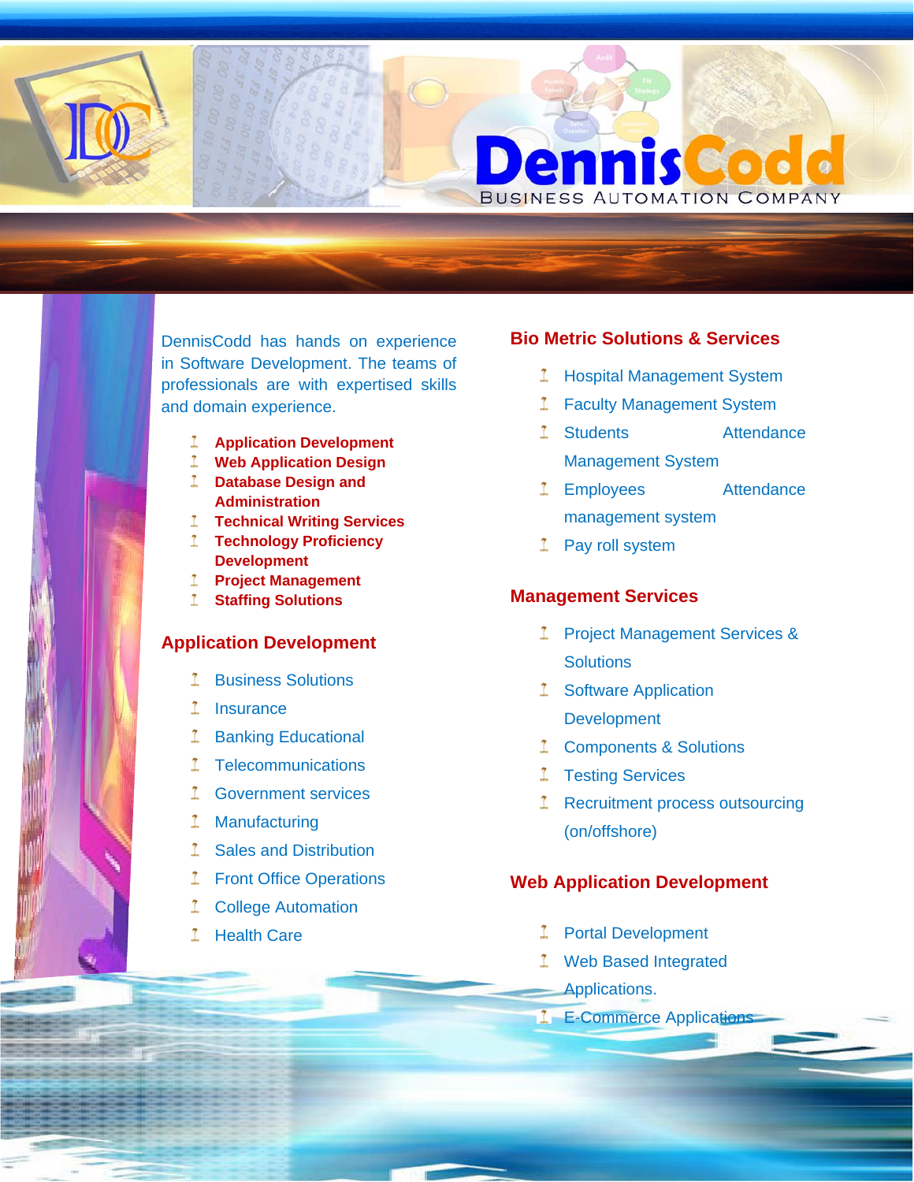# DennisCodd

BUSINESS AUTOMATION COMPANY

DennisCodd has hands on experience in Software Development. The teams of professionals are with expertised skills and domain experience.

- **Application Development**
- **Web Application Design**
- **Database Design and Administration**
- **Technical Writing Services**
- **Technology Proficiency Development**
- **Project Management**
- **Staffing Solutions**

## Application Development

- Business Solutions
- Insurance
- Banking Educational
- Telecommunications
- Government services
- Manufacturing
- Sales and Distribution
- Front Office Operations
- College Automation
- Health Care

## Bio Metric Solutions & Services

- Hospital Management System
- Faculty Management System
- Students Attendance Management System
- Employees Attendance management system
- Pay roll system

## Management Services

- Project Management Services & Solutions
- Software Application Development
- Components & Solutions
- Testing Services
- Recruitment process outsourcing (on/offshore)

## Web Application Development

- Portal Development
- Web Based Integrated Applications.
- E-Commerce Applications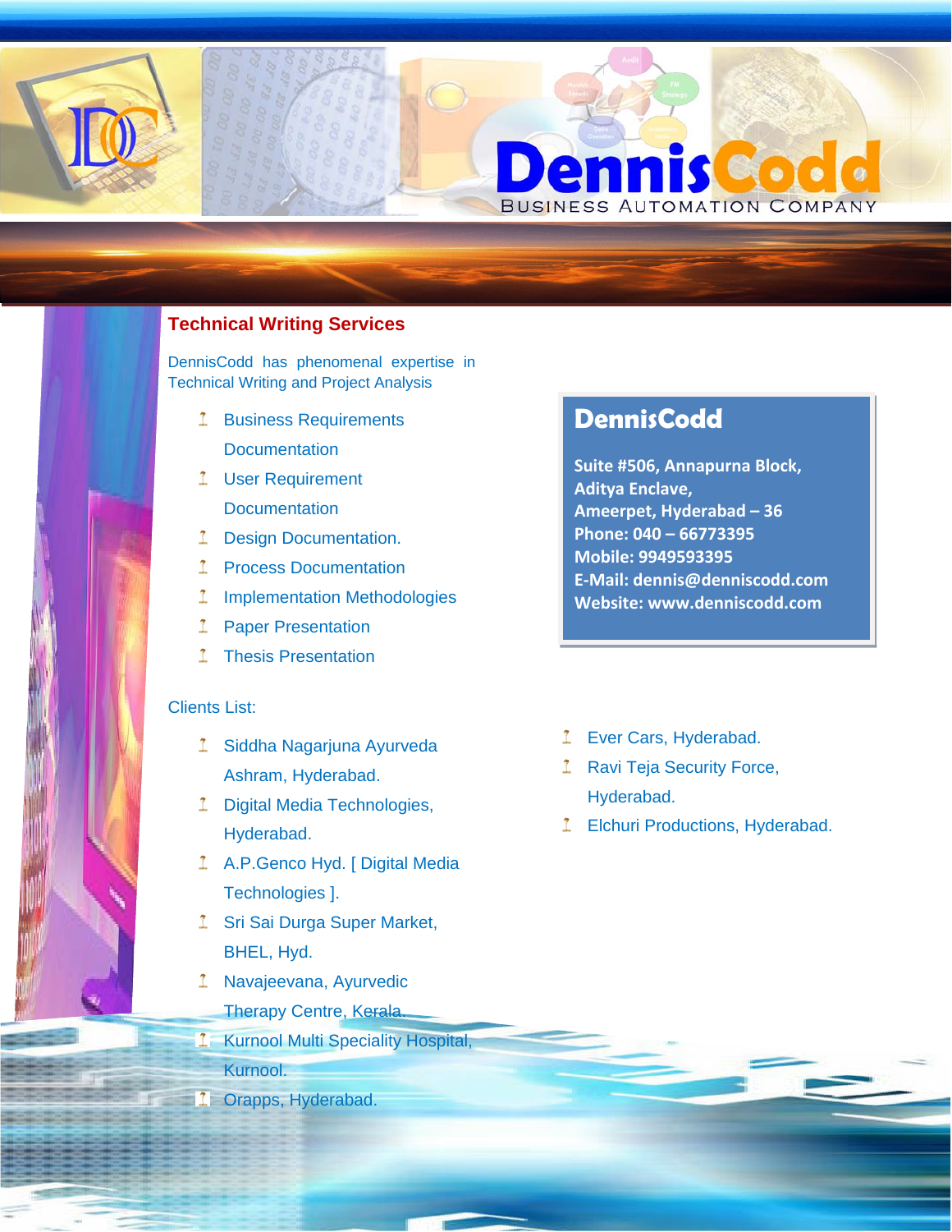DennisCodd

BUSINESS AUTOMATION COMPANY

## Technical Writing Services

DennisCodd has phenomenal expertise in Technical Writing and Project Analysis

- Business Requirements Documentation
- User Requirement Documentation
- Design Documentation.
- Process Documentation
- Implementation Methodologies
- Paper Presentation
- Thesis Presentation

**DennisCodd**

**Suite #506, Annapurna Block,**
**Aditya Enclave,**
**Ameerpet, Hyderabad – 36**
**Phone: 040 – 66773395**
**Mobile: 9949593395**
**E-Mail: dennis@denniscodd.com**
**Website: www.denniscodd.com**

Clients List:

- Siddha Nagarjuna Ayurveda Ashram, Hyderabad.
- Digital Media Technologies, Hyderabad.
- A.P.Genco Hyd. [ Digital Media Technologies ].
- Sri Sai Durga Super Market, BHEL, Hyd.
- Navajeevana, Ayurvedic Therapy Centre, Kerala.
- Kurnool Multi Speciality Hospital, Kurnool.
- Orapps, Hyderabad.
- Ever Cars, Hyderabad.
- Ravi Teja Security Force, Hyderabad.
- Elchuri Productions, Hyderabad.